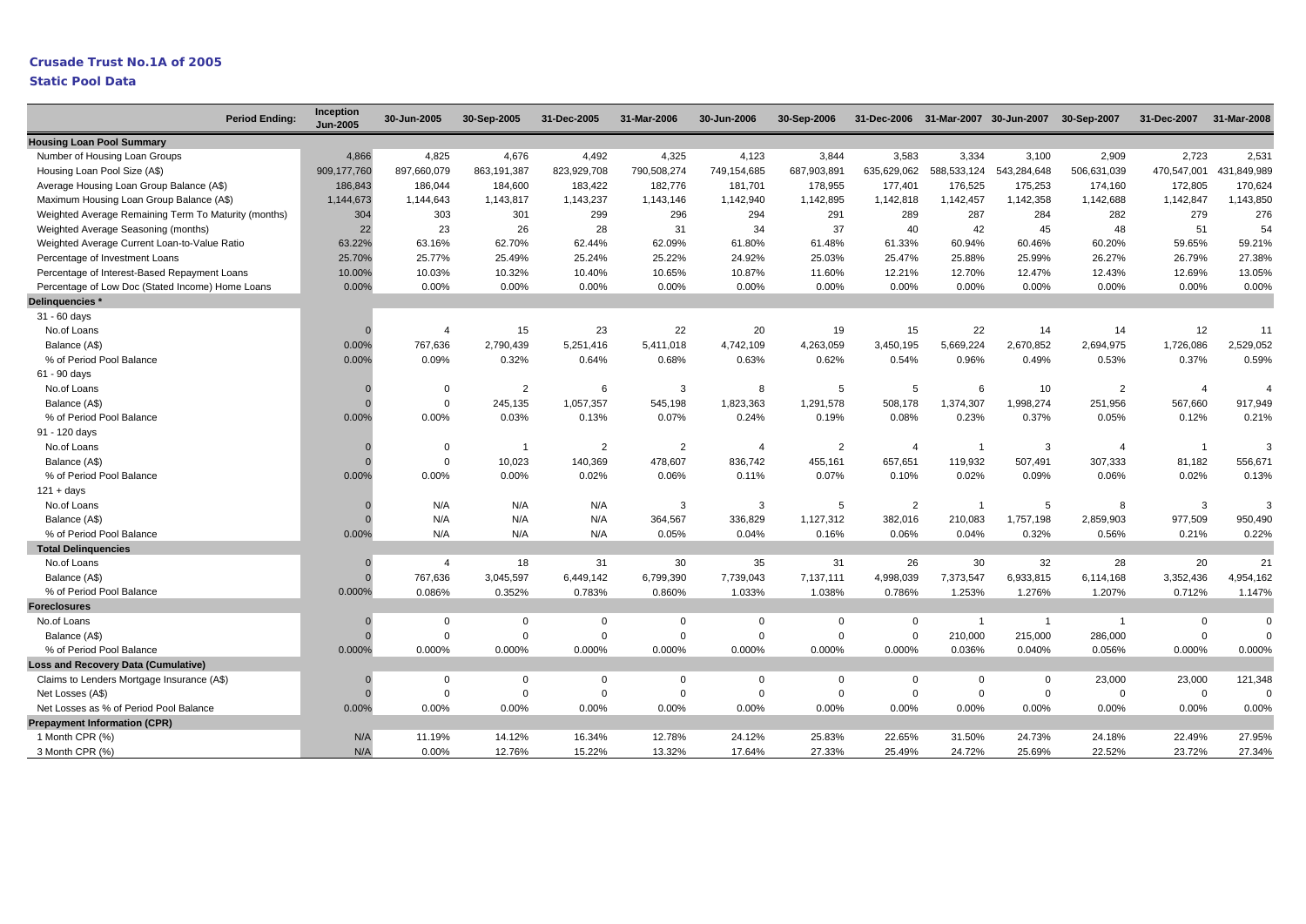# Crusade Trust No.1A of 2005

## Static Pool Data

| Period Ending: | Inception Jun-2005 | 30-Jun-2005 | 30-Sep-2005 | 31-Dec-2005 | 31-Mar-2006 | 30-Jun-2006 | 30-Sep-2006 | 31-Dec-2006 | 31-Mar-2007 | 30-Jun-2007 | 30-Sep-2007 | 31-Dec-2007 | 31-Mar-2008 |
|---|---|---|---|---|---|---|---|---|---|---|---|---|---|
| **Housing Loan Pool Summary** | | | | | | | | | | | | | |
| Number of Housing Loan Groups | 4,866 | 4,825 | 4,676 | 4,492 | 4,325 | 4,123 | 3,844 | 3,583 | 3,334 | 3,100 | 2,909 | 2,723 | 2,531 |
| Housing Loan Pool Size (A$) | 909,177,760 | 897,660,079 | 863,191,387 | 823,929,708 | 790,508,274 | 749,154,685 | 687,903,891 | 635,629,062 | 588,533,124 | 543,284,648 | 506,631,039 | 470,547,001 | 431,849,989 |
| Average Housing Loan Group Balance (A$) | 186,843 | 186,044 | 184,600 | 183,422 | 182,776 | 181,701 | 178,955 | 177,401 | 176,525 | 175,253 | 174,160 | 172,805 | 170,624 |
| Maximum Housing Loan Group Balance (A$) | 1,144,673 | 1,144,643 | 1,143,817 | 1,143,237 | 1,143,146 | 1,142,940 | 1,142,895 | 1,142,818 | 1,142,457 | 1,142,358 | 1,142,688 | 1,142,847 | 1,143,850 |
| Weighted Average Remaining Term To Maturity (months) | 304 | 303 | 301 | 299 | 296 | 294 | 291 | 289 | 287 | 284 | 282 | 279 | 276 |
| Weighted Average Seasoning (months) | 22 | 23 | 26 | 28 | 31 | 34 | 37 | 40 | 42 | 45 | 48 | 51 | 54 |
| Weighted Average Current Loan-to-Value Ratio | 63.22% | 63.16% | 62.70% | 62.44% | 62.09% | 61.80% | 61.48% | 61.33% | 60.94% | 60.46% | 60.20% | 59.65% | 59.21% |
| Percentage of Investment Loans | 25.70% | 25.77% | 25.49% | 25.24% | 25.22% | 24.92% | 25.03% | 25.47% | 25.88% | 25.99% | 26.27% | 26.79% | 27.38% |
| Percentage of Interest-Based Repayment Loans | 10.00% | 10.03% | 10.32% | 10.40% | 10.65% | 10.87% | 11.60% | 12.21% | 12.70% | 12.47% | 12.43% | 12.69% | 13.05% |
| Percentage of Low Doc (Stated Income) Home Loans | 0.00% | 0.00% | 0.00% | 0.00% | 0.00% | 0.00% | 0.00% | 0.00% | 0.00% | 0.00% | 0.00% | 0.00% | 0.00% |
| **Delinquencies \*** | | | | | | | | | | | | | |
| 31 - 60 days | | | | | | | | | | | | | |
| No.of Loans | 0 | 4 | 15 | 23 | 22 | 20 | 19 | 15 | 22 | 14 | 14 | 12 | 11 |
| Balance (A$) | 0.00% | 767,636 | 2,790,439 | 5,251,416 | 5,411,018 | 4,742,109 | 4,263,059 | 3,450,195 | 5,669,224 | 2,670,852 | 2,694,975 | 1,726,086 | 2,529,052 |
| % of Period Pool Balance | 0.00% | 0.09% | 0.32% | 0.64% | 0.68% | 0.63% | 0.62% | 0.54% | 0.96% | 0.49% | 0.53% | 0.37% | 0.59% |
| 61 - 90 days | | | | | | | | | | | | | |
| No.of Loans | 0 | 0 | 2 | 6 | 3 | 8 | 5 | 5 | 6 | 10 | 2 | 4 | 4 |
| Balance (A$) | 0 | 0 | 245,135 | 1,057,357 | 545,198 | 1,823,363 | 1,291,578 | 508,178 | 1,374,307 | 1,998,274 | 251,956 | 567,660 | 917,949 |
| % of Period Pool Balance | 0.00% | 0.00% | 0.03% | 0.13% | 0.07% | 0.24% | 0.19% | 0.08% | 0.23% | 0.37% | 0.05% | 0.12% | 0.21% |
| 91 - 120 days | | | | | | | | | | | | | |
| No.of Loans | 0 | 0 | 1 | 2 | 2 | 4 | 2 | 4 | 1 | 3 | 4 | 1 | 3 |
| Balance (A$) | 0 | 0 | 10,023 | 140,369 | 478,607 | 836,742 | 455,161 | 657,651 | 119,932 | 507,491 | 307,333 | 81,182 | 556,671 |
| % of Period Pool Balance | 0.00% | 0.00% | 0.00% | 0.02% | 0.06% | 0.11% | 0.07% | 0.10% | 0.02% | 0.09% | 0.06% | 0.02% | 0.13% |
| 121 + days | | | | | | | | | | | | | |
| No.of Loans | 0 | N/A | N/A | N/A | 3 | 3 | 5 | 2 | 1 | 5 | 8 | 3 | 3 |
| Balance (A$) | 0 | N/A | N/A | N/A | 364,567 | 336,829 | 1,127,312 | 382,016 | 210,083 | 1,757,198 | 2,859,903 | 977,509 | 950,490 |
| % of Period Pool Balance | 0.00% | N/A | N/A | N/A | 0.05% | 0.04% | 0.16% | 0.06% | 0.04% | 0.32% | 0.56% | 0.21% | 0.22% |
| **Total Delinquencies** | | | | | | | | | | | | | |
| No.of Loans | 0 | 4 | 18 | 31 | 30 | 35 | 31 | 26 | 30 | 32 | 28 | 20 | 21 |
| Balance (A$) | 0 | 767,636 | 3,045,597 | 6,449,142 | 6,799,390 | 7,739,043 | 7,137,111 | 4,998,039 | 7,373,547 | 6,933,815 | 6,114,168 | 3,352,436 | 4,954,162 |
| % of Period Pool Balance | 0.000% | 0.086% | 0.352% | 0.783% | 0.860% | 1.033% | 1.038% | 0.786% | 1.253% | 1.276% | 1.207% | 0.712% | 1.147% |
| **Foreclosures** | | | | | | | | | | | | | |
| No.of Loans | 0 | 0 | 0 | 0 | 0 | 0 | 0 | 0 | 1 | 1 | 1 | 0 | 0 |
| Balance (A$) | 0 | 0 | 0 | 0 | 0 | 0 | 0 | 0 | 210,000 | 215,000 | 286,000 | 0 | 0 |
| % of Period Pool Balance | 0.000% | 0.000% | 0.000% | 0.000% | 0.000% | 0.000% | 0.000% | 0.000% | 0.036% | 0.040% | 0.056% | 0.000% | 0.000% |
| **Loss and Recovery Data (Cumulative)** | | | | | | | | | | | | | |
| Claims to Lenders Mortgage Insurance (A$) | 0 | 0 | 0 | 0 | 0 | 0 | 0 | 0 | 0 | 0 | 23,000 | 23,000 | 121,348 |
| Net Losses (A$) | 0 | 0 | 0 | 0 | 0 | 0 | 0 | 0 | 0 | 0 | 0 | 0 | 0 |
| Net Losses as % of Period Pool Balance | 0.00% | 0.00% | 0.00% | 0.00% | 0.00% | 0.00% | 0.00% | 0.00% | 0.00% | 0.00% | 0.00% | 0.00% | 0.00% |
| **Prepayment Information (CPR)** | | | | | | | | | | | | | |
| 1 Month CPR (%) | N/A | 11.19% | 14.12% | 16.34% | 12.78% | 24.12% | 25.83% | 22.65% | 31.50% | 24.73% | 24.18% | 22.49% | 27.95% |
| 3 Month CPR (%) | N/A | 0.00% | 12.76% | 15.22% | 13.32% | 17.64% | 27.33% | 25.49% | 24.72% | 25.69% | 22.52% | 23.72% | 27.34% |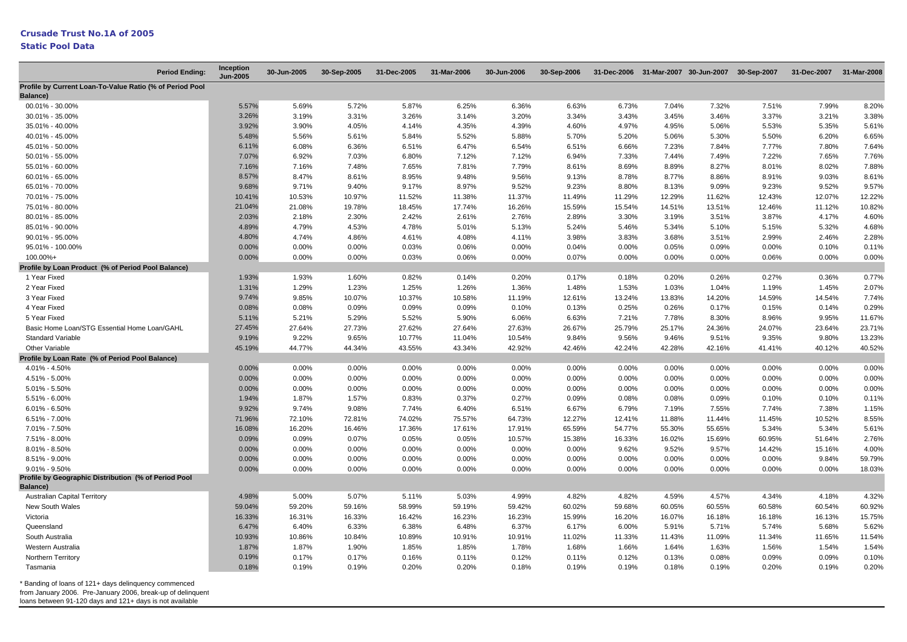**Crusade Trust No.1A of 2005**

**Static Pool Data**

| Period Ending: | Inception Jun-2005 | 30-Jun-2005 | 30-Sep-2005 | 31-Dec-2005 | 31-Mar-2006 | 30-Jun-2006 | 30-Sep-2006 | 31-Dec-2006 | 31-Mar-2007 | 30-Jun-2007 | 30-Sep-2007 | 31-Dec-2007 | 31-Mar-2008 |
|---|---|---|---|---|---|---|---|---|---|---|---|---|---|
| **Profile by Current Loan-To-Value Ratio (% of Period Pool Balance)** | | | | | | | | | | | | | |
| 00.01% - 30.00% | 5.57% | 5.69% | 5.72% | 5.87% | 6.25% | 6.36% | 6.63% | 6.73% | 7.04% | 7.32% | 7.51% | 7.99% | 8.20% |
| 30.01% - 35.00% | 3.26% | 3.19% | 3.31% | 3.26% | 3.14% | 3.20% | 3.34% | 3.43% | 3.45% | 3.46% | 3.37% | 3.21% | 3.38% |
| 35.01% - 40.00% | 3.92% | 3.90% | 4.05% | 4.14% | 4.35% | 4.39% | 4.60% | 4.97% | 4.95% | 5.06% | 5.53% | 5.35% | 5.61% |
| 40.01% - 45.00% | 5.48% | 5.56% | 5.61% | 5.84% | 5.52% | 5.88% | 5.70% | 5.20% | 5.06% | 5.30% | 5.50% | 6.20% | 6.65% |
| 45.01% - 50.00% | 6.11% | 6.08% | 6.36% | 6.51% | 6.47% | 6.54% | 6.51% | 6.66% | 7.23% | 7.84% | 7.77% | 7.80% | 7.64% |
| 50.01% - 55.00% | 7.07% | 6.92% | 7.03% | 6.80% | 7.12% | 7.12% | 6.94% | 7.33% | 7.44% | 7.49% | 7.22% | 7.65% | 7.76% |
| 55.01% - 60.00% | 7.16% | 7.16% | 7.48% | 7.65% | 7.81% | 7.79% | 8.61% | 8.69% | 8.89% | 8.27% | 8.01% | 8.02% | 7.88% |
| 60.01% - 65.00% | 8.57% | 8.47% | 8.61% | 8.95% | 9.48% | 9.56% | 9.13% | 8.78% | 8.77% | 8.86% | 8.91% | 9.03% | 8.61% |
| 65.01% - 70.00% | 9.68% | 9.71% | 9.40% | 9.17% | 8.97% | 9.52% | 9.23% | 8.80% | 8.13% | 9.09% | 9.23% | 9.52% | 9.57% |
| 70.01% - 75.00% | 10.41% | 10.53% | 10.97% | 11.52% | 11.38% | 11.37% | 11.49% | 11.29% | 12.29% | 11.62% | 12.43% | 12.07% | 12.22% |
| 75.01% - 80.00% | 21.04% | 21.08% | 19.78% | 18.45% | 17.74% | 16.26% | 15.59% | 15.54% | 14.51% | 13.51% | 12.46% | 11.12% | 10.82% |
| 80.01% - 85.00% | 2.03% | 2.18% | 2.30% | 2.42% | 2.61% | 2.76% | 2.89% | 3.30% | 3.19% | 3.51% | 3.87% | 4.17% | 4.60% |
| 85.01% - 90.00% | 4.89% | 4.79% | 4.53% | 4.78% | 5.01% | 5.13% | 5.24% | 5.46% | 5.34% | 5.10% | 5.15% | 5.32% | 4.68% |
| 90.01% - 95.00% | 4.80% | 4.74% | 4.86% | 4.61% | 4.08% | 4.11% | 3.98% | 3.83% | 3.68% | 3.51% | 2.99% | 2.46% | 2.28% |
| 95.01% - 100.00% | 0.00% | 0.00% | 0.00% | 0.03% | 0.06% | 0.00% | 0.04% | 0.00% | 0.05% | 0.09% | 0.00% | 0.10% | 0.11% |
| 100.00%+ | 0.00% | 0.00% | 0.00% | 0.03% | 0.06% | 0.00% | 0.07% | 0.00% | 0.00% | 0.00% | 0.06% | 0.00% | 0.00% |
| **Profile by Loan Product (% of Period Pool Balance)** | | | | | | | | | | | | | |
| 1 Year Fixed | 1.93% | 1.93% | 1.60% | 0.82% | 0.14% | 0.20% | 0.17% | 0.18% | 0.20% | 0.26% | 0.27% | 0.36% | 0.77% |
| 2 Year Fixed | 1.31% | 1.29% | 1.23% | 1.25% | 1.26% | 1.36% | 1.48% | 1.53% | 1.03% | 1.04% | 1.19% | 1.45% | 2.07% |
| 3 Year Fixed | 9.74% | 9.85% | 10.07% | 10.37% | 10.58% | 11.19% | 12.61% | 13.24% | 13.83% | 14.20% | 14.59% | 14.54% | 7.74% |
| 4 Year Fixed | 0.08% | 0.08% | 0.09% | 0.09% | 0.09% | 0.10% | 0.13% | 0.25% | 0.26% | 0.17% | 0.15% | 0.14% | 0.29% |
| 5 Year Fixed | 5.11% | 5.21% | 5.29% | 5.52% | 5.90% | 6.06% | 6.63% | 7.21% | 7.78% | 8.30% | 8.96% | 9.95% | 11.67% |
| Basic Home Loan/STG Essential Home Loan/GAHL | 27.45% | 27.64% | 27.73% | 27.62% | 27.64% | 27.63% | 26.67% | 25.79% | 25.17% | 24.36% | 24.07% | 23.64% | 23.71% |
| Standard Variable | 9.19% | 9.22% | 9.65% | 10.77% | 11.04% | 10.54% | 9.84% | 9.56% | 9.46% | 9.51% | 9.35% | 9.80% | 13.23% |
| Other Variable | 45.19% | 44.77% | 44.34% | 43.55% | 43.34% | 42.92% | 42.46% | 42.24% | 42.28% | 42.16% | 41.41% | 40.12% | 40.52% |
| **Profile by Loan Rate (% of Period Pool Balance)** | | | | | | | | | | | | | |
| 4.01% - 4.50% | 0.00% | 0.00% | 0.00% | 0.00% | 0.00% | 0.00% | 0.00% | 0.00% | 0.00% | 0.00% | 0.00% | 0.00% | 0.00% |
| 4.51% - 5.00% | 0.00% | 0.00% | 0.00% | 0.00% | 0.00% | 0.00% | 0.00% | 0.00% | 0.00% | 0.00% | 0.00% | 0.00% | 0.00% |
| 5.01% - 5.50% | 0.00% | 0.00% | 0.00% | 0.00% | 0.00% | 0.00% | 0.00% | 0.00% | 0.00% | 0.00% | 0.00% | 0.00% | 0.00% |
| 5.51% - 6.00% | 1.94% | 1.87% | 1.57% | 0.83% | 0.37% | 0.27% | 0.09% | 0.08% | 0.08% | 0.09% | 0.10% | 0.10% | 0.11% |
| 6.01% - 6.50% | 9.92% | 9.74% | 9.08% | 7.74% | 6.40% | 6.51% | 6.67% | 6.79% | 7.19% | 7.55% | 7.74% | 7.38% | 1.15% |
| 6.51% - 7.00% | 71.96% | 72.10% | 72.81% | 74.02% | 75.57% | 64.73% | 12.27% | 12.41% | 11.88% | 11.44% | 11.45% | 10.52% | 8.55% |
| 7.01% - 7.50% | 16.08% | 16.20% | 16.46% | 17.36% | 17.61% | 17.91% | 65.59% | 54.77% | 55.30% | 55.65% | 5.34% | 5.34% | 5.61% |
| 7.51% - 8.00% | 0.09% | 0.09% | 0.07% | 0.05% | 0.05% | 10.57% | 15.38% | 16.33% | 16.02% | 15.69% | 60.95% | 51.64% | 2.76% |
| 8.01% - 8.50% | 0.00% | 0.00% | 0.00% | 0.00% | 0.00% | 0.00% | 0.00% | 9.62% | 9.52% | 9.57% | 14.42% | 15.16% | 4.00% |
| 8.51% - 9.00% | 0.00% | 0.00% | 0.00% | 0.00% | 0.00% | 0.00% | 0.00% | 0.00% | 0.00% | 0.00% | 0.00% | 9.84% | 59.79% |
| 9.01% - 9.50% | 0.00% | 0.00% | 0.00% | 0.00% | 0.00% | 0.00% | 0.00% | 0.00% | 0.00% | 0.00% | 0.00% | 0.00% | 18.03% |
| **Profile by Geographic Distribution (% of Period Pool Balance)** | | | | | | | | | | | | | |
| Australian Capital Territory | 4.98% | 5.00% | 5.07% | 5.11% | 5.03% | 4.99% | 4.82% | 4.82% | 4.59% | 4.57% | 4.34% | 4.18% | 4.32% |
| New South Wales | 59.04% | 59.20% | 59.16% | 58.99% | 59.19% | 59.42% | 60.02% | 59.68% | 60.05% | 60.55% | 60.58% | 60.54% | 60.92% |
| Victoria | 16.33% | 16.31% | 16.33% | 16.42% | 16.23% | 16.23% | 15.99% | 16.20% | 16.07% | 16.18% | 16.18% | 16.13% | 15.75% |
| Queensland | 6.47% | 6.40% | 6.33% | 6.38% | 6.48% | 6.37% | 6.17% | 6.00% | 5.91% | 5.71% | 5.74% | 5.68% | 5.62% |
| South Australia | 10.93% | 10.86% | 10.84% | 10.89% | 10.91% | 10.91% | 11.02% | 11.33% | 11.43% | 11.09% | 11.34% | 11.65% | 11.54% |
| Western Australia | 1.87% | 1.87% | 1.90% | 1.85% | 1.85% | 1.78% | 1.68% | 1.66% | 1.64% | 1.63% | 1.56% | 1.54% | 1.54% |
| Northern Territory | 0.19% | 0.17% | 0.17% | 0.16% | 0.11% | 0.12% | 0.11% | 0.12% | 0.13% | 0.08% | 0.09% | 0.09% | 0.10% |
| Tasmania | 0.18% | 0.19% | 0.19% | 0.20% | 0.20% | 0.18% | 0.19% | 0.19% | 0.18% | 0.19% | 0.20% | 0.19% | 0.20% |

* Banding of loans of 121+ days delinquency commenced from January 2006. Pre-January 2006, break-up of delinquent loans between 91-120 days and 121+ days is not available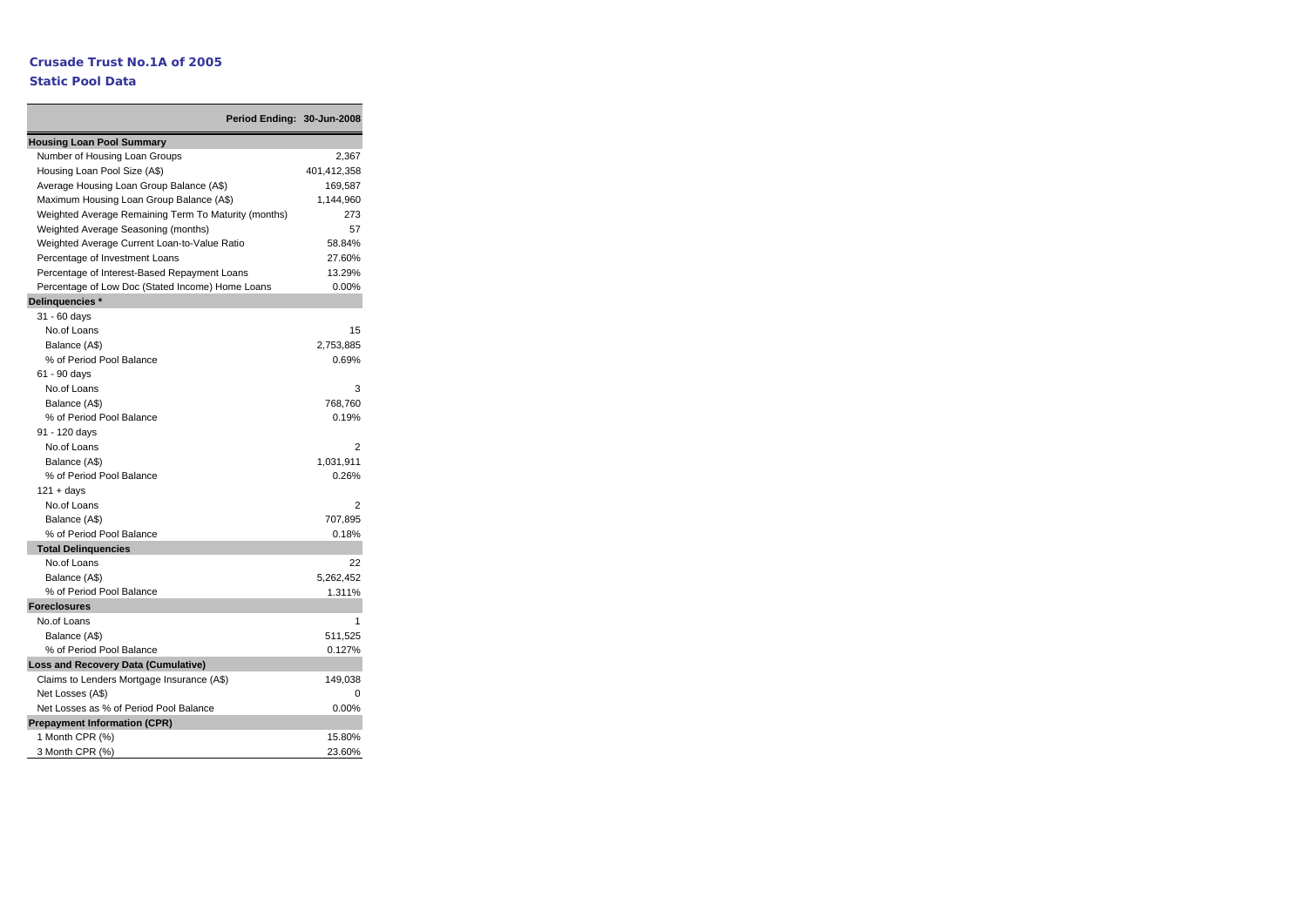**Crusade Trust No.1A of 2005**

**Static Pool Data**

| Period Ending: | 30-Jun-2008 |
|---|---|
| **Housing Loan Pool Summary** | |
| Number of Housing Loan Groups | 2,367 |
| Housing Loan Pool Size (A$) | 401,412,358 |
| Average Housing Loan Group Balance (A$) | 169,587 |
| Maximum Housing Loan Group Balance (A$) | 1,144,960 |
| Weighted Average Remaining Term To Maturity (months) | 273 |
| Weighted Average Seasoning (months) | 57 |
| Weighted Average Current Loan-to-Value Ratio | 58.84% |
| Percentage of Investment Loans | 27.60% |
| Percentage of Interest-Based Repayment Loans | 13.29% |
| Percentage of Low Doc (Stated Income) Home Loans | 0.00% |
| **Delinquencies *** | |
| 31 - 60 days | |
| No.of Loans | 15 |
| Balance (A$) | 2,753,885 |
| % of Period Pool Balance | 0.69% |
| 61 - 90 days | |
| No.of Loans | 3 |
| Balance (A$) | 768,760 |
| % of Period Pool Balance | 0.19% |
| 91 - 120 days | |
| No.of Loans | 2 |
| Balance (A$) | 1,031,911 |
| % of Period Pool Balance | 0.26% |
| 121 + days | |
| No.of Loans | 2 |
| Balance (A$) | 707,895 |
| % of Period Pool Balance | 0.18% |
| **Total Delinquencies** | |
| No.of Loans | 22 |
| Balance (A$) | 5,262,452 |
| % of Period Pool Balance | 1.311% |
| **Foreclosures** | |
| No.of Loans | 1 |
| Balance (A$) | 511,525 |
| % of Period Pool Balance | 0.127% |
| **Loss and Recovery Data (Cumulative)** | |
| Claims to Lenders Mortgage Insurance (A$) | 149,038 |
| Net Losses (A$) | 0 |
| Net Losses as % of Period Pool Balance | 0.00% |
| **Prepayment Information (CPR)** | |
| 1 Month CPR (%) | 15.80% |
| 3 Month CPR (%) | 23.60% |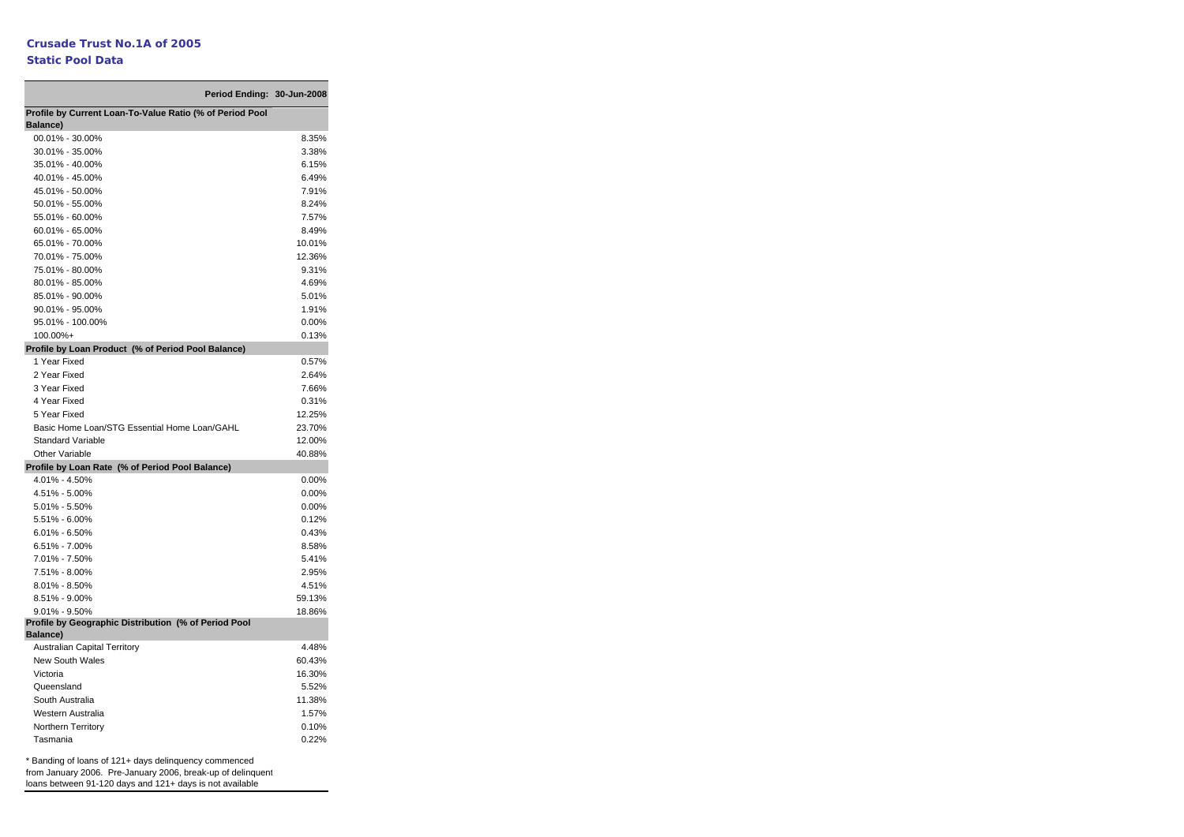**Crusade Trust No.1A of 2005**

**Static Pool Data**

| Period Ending: | 30-Jun-2008 |
| --- | --- |
| **Profile by Current Loan-To-Value Ratio (% of Period Pool Balance)** | |
| 00.01% - 30.00% | 8.35% |
| 30.01% - 35.00% | 3.38% |
| 35.01% - 40.00% | 6.15% |
| 40.01% - 45.00% | 6.49% |
| 45.01% - 50.00% | 7.91% |
| 50.01% - 55.00% | 8.24% |
| 55.01% - 60.00% | 7.57% |
| 60.01% - 65.00% | 8.49% |
| 65.01% - 70.00% | 10.01% |
| 70.01% - 75.00% | 12.36% |
| 75.01% - 80.00% | 9.31% |
| 80.01% - 85.00% | 4.69% |
| 85.01% - 90.00% | 5.01% |
| 90.01% - 95.00% | 1.91% |
| 95.01% - 100.00% | 0.00% |
| 100.00%+ | 0.13% |
| **Profile by Loan Product (% of Period Pool Balance)** | |
| 1 Year Fixed | 0.57% |
| 2 Year Fixed | 2.64% |
| 3 Year Fixed | 7.66% |
| 4 Year Fixed | 0.31% |
| 5 Year Fixed | 12.25% |
| Basic Home Loan/STG Essential Home Loan/GAHL | 23.70% |
| Standard Variable | 12.00% |
| Other Variable | 40.88% |
| **Profile by Loan Rate (% of Period Pool Balance)** | |
| 4.01% - 4.50% | 0.00% |
| 4.51% - 5.00% | 0.00% |
| 5.01% - 5.50% | 0.00% |
| 5.51% - 6.00% | 0.12% |
| 6.01% - 6.50% | 0.43% |
| 6.51% - 7.00% | 8.58% |
| 7.01% - 7.50% | 5.41% |
| 7.51% - 8.00% | 2.95% |
| 8.01% - 8.50% | 4.51% |
| 8.51% - 9.00% | 59.13% |
| 9.01% - 9.50% | 18.86% |
| **Profile by Geographic Distribution (% of Period Pool Balance)** | |
| Australian Capital Territory | 4.48% |
| New South Wales | 60.43% |
| Victoria | 16.30% |
| Queensland | 5.52% |
| South Australia | 11.38% |
| Western Australia | 1.57% |
| Northern Territory | 0.10% |
| Tasmania | 0.22% |

* Banding of loans of 121+ days delinquency commenced from January 2006. Pre-January 2006, break-up of delinquent loans between 91-120 days and 121+ days is not available